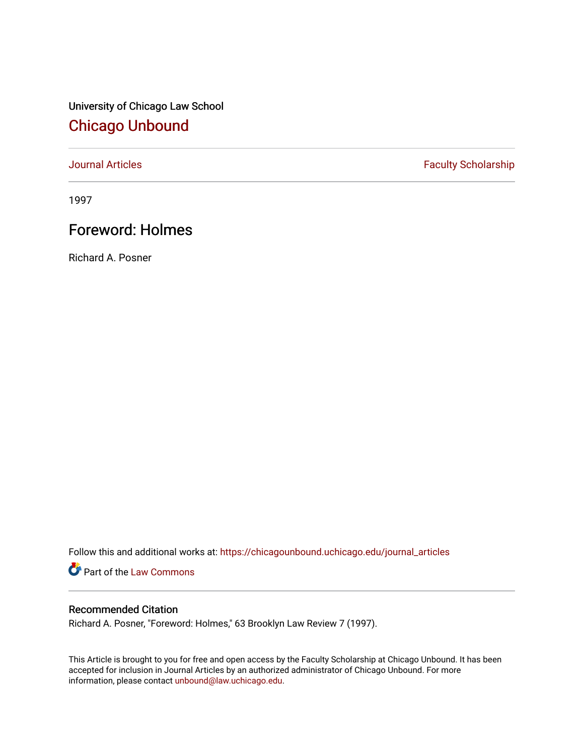University of Chicago Law School

# Chicago Unbound

Journal Articles | Faculty Scholarship

1997

## Foreword: Holmes

Richard A. Posner

Follow this and additional works at: https://chicagounbound.uchicago.edu/journal_articles

Part of the Law Commons

### Recommended Citation

Richard A. Posner, "Foreword: Holmes," 63 Brooklyn Law Review 7 (1997).

This Article is brought to you for free and open access by the Faculty Scholarship at Chicago Unbound. It has been accepted for inclusion in Journal Articles by an authorized administrator of Chicago Unbound. For more information, please contact unbound@law.uchicago.edu.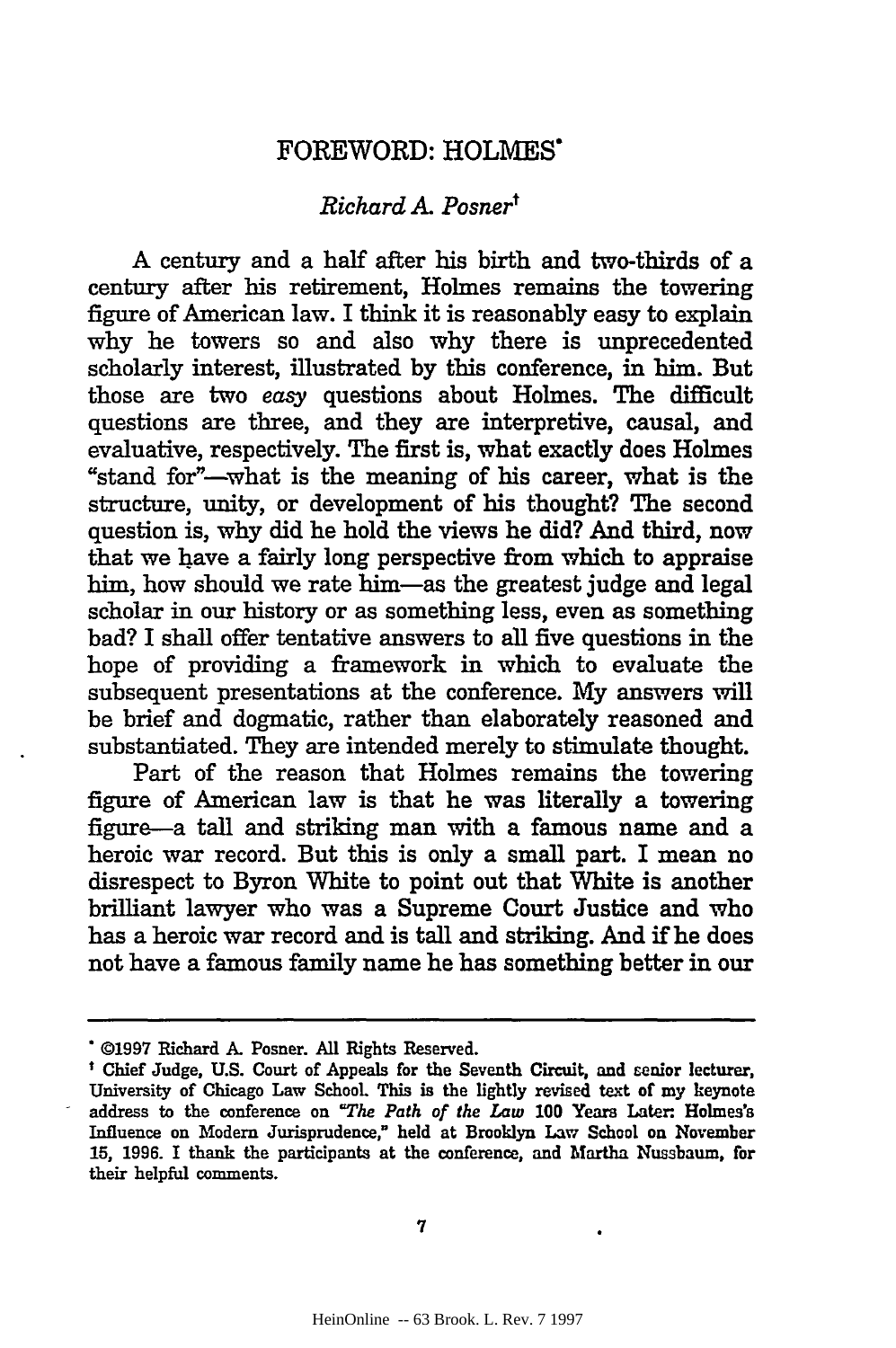# FOREWORD: HOLMES*

*Richard A. Posner*†

A century and a half after his birth and two-thirds of a century after his retirement, Holmes remains the towering figure of American law. I think it is reasonably easy to explain why he towers so and also why there is unprecedented scholarly interest, illustrated by this conference, in him. But those are two *easy* questions about Holmes. The difficult questions are three, and they are interpretive, causal, and evaluative, respectively. The first is, what exactly does Holmes "stand for"—what is the meaning of his career, what is the structure, unity, or development of his thought? The second question is, why did he hold the views he did? And third, now that we have a fairly long perspective from which to appraise him, how should we rate him—as the greatest judge and legal scholar in our history or as something less, even as something bad? I shall offer tentative answers to all five questions in the hope of providing a framework in which to evaluate the subsequent presentations at the conference. My answers will be brief and dogmatic, rather than elaborately reasoned and substantiated. They are intended merely to stimulate thought.

Part of the reason that Holmes remains the towering figure of American law is that he was literally a towering figure—a tall and striking man with a famous name and a heroic war record. But this is only a small part. I mean no disrespect to Byron White to point out that White is another brilliant lawyer who was a Supreme Court Justice and who has a heroic war record and is tall and striking. And if he does not have a famous family name he has something better in our

---

* ©1997 Richard A. Posner. All Rights Reserved.

† Chief Judge, U.S. Court of Appeals for the Seventh Circuit, and senior lecturer, University of Chicago Law School. This is the lightly revised text of my keynote address to the conference on *"The Path of the Law* 100 Years Later: Holmes's Influence on Modern Jurisprudence," held at Brooklyn Law School on November 15, 1996. I thank the participants at the conference, and Martha Nussbaum, for their helpful comments.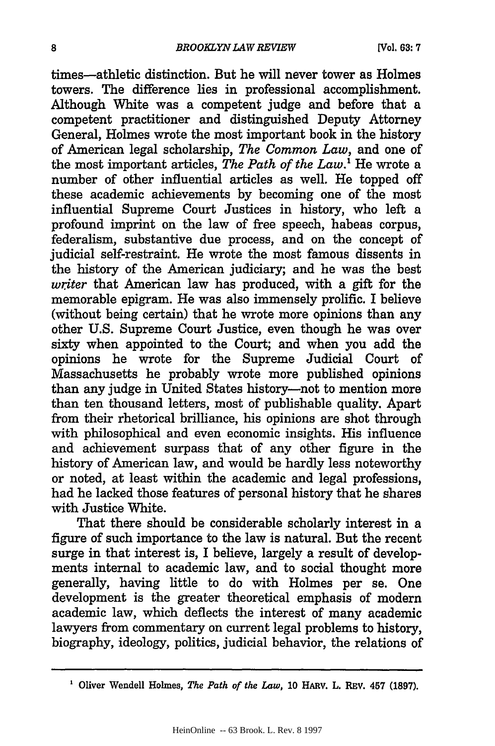times—athletic distinction. But he will never tower as Holmes towers. The difference lies in professional accomplishment. Although White was a competent judge and before that a competent practitioner and distinguished Deputy Attorney General, Holmes wrote the most important book in the history of American legal scholarship, *The Common Law*, and one of the most important articles, *The Path of the Law*.[1] He wrote a number of other influential articles as well. He topped off these academic achievements by becoming one of the most influential Supreme Court Justices in history, who left a profound imprint on the law of free speech, habeas corpus, federalism, substantive due process, and on the concept of judicial self-restraint. He wrote the most famous dissents in the history of the American judiciary; and he was the best *writer* that American law has produced, with a gift for the memorable epigram. He was also immensely prolific. I believe (without being certain) that he wrote more opinions than any other U.S. Supreme Court Justice, even though he was over sixty when appointed to the Court; and when you add the opinions he wrote for the Supreme Judicial Court of Massachusetts he probably wrote more published opinions than any judge in United States history—not to mention more than ten thousand letters, most of publishable quality. Apart from their rhetorical brilliance, his opinions are shot through with philosophical and even economic insights. His influence and achievement surpass that of any other figure in the history of American law, and would be hardly less noteworthy or noted, at least within the academic and legal professions, had he lacked those features of personal history that he shares with Justice White.

That there should be considerable scholarly interest in a figure of such importance to the law is natural. But the recent surge in that interest is, I believe, largely a result of developments internal to academic law, and to social thought more generally, having little to do with Holmes per se. One development is the greater theoretical emphasis of modern academic law, which deflects the interest of many academic lawyers from commentary on current legal problems to history, biography, ideology, politics, judicial behavior, the relations of

---

[1] Oliver Wendell Holmes, *The Path of the Law*, 10 HARV. L. REV. 457 (1897).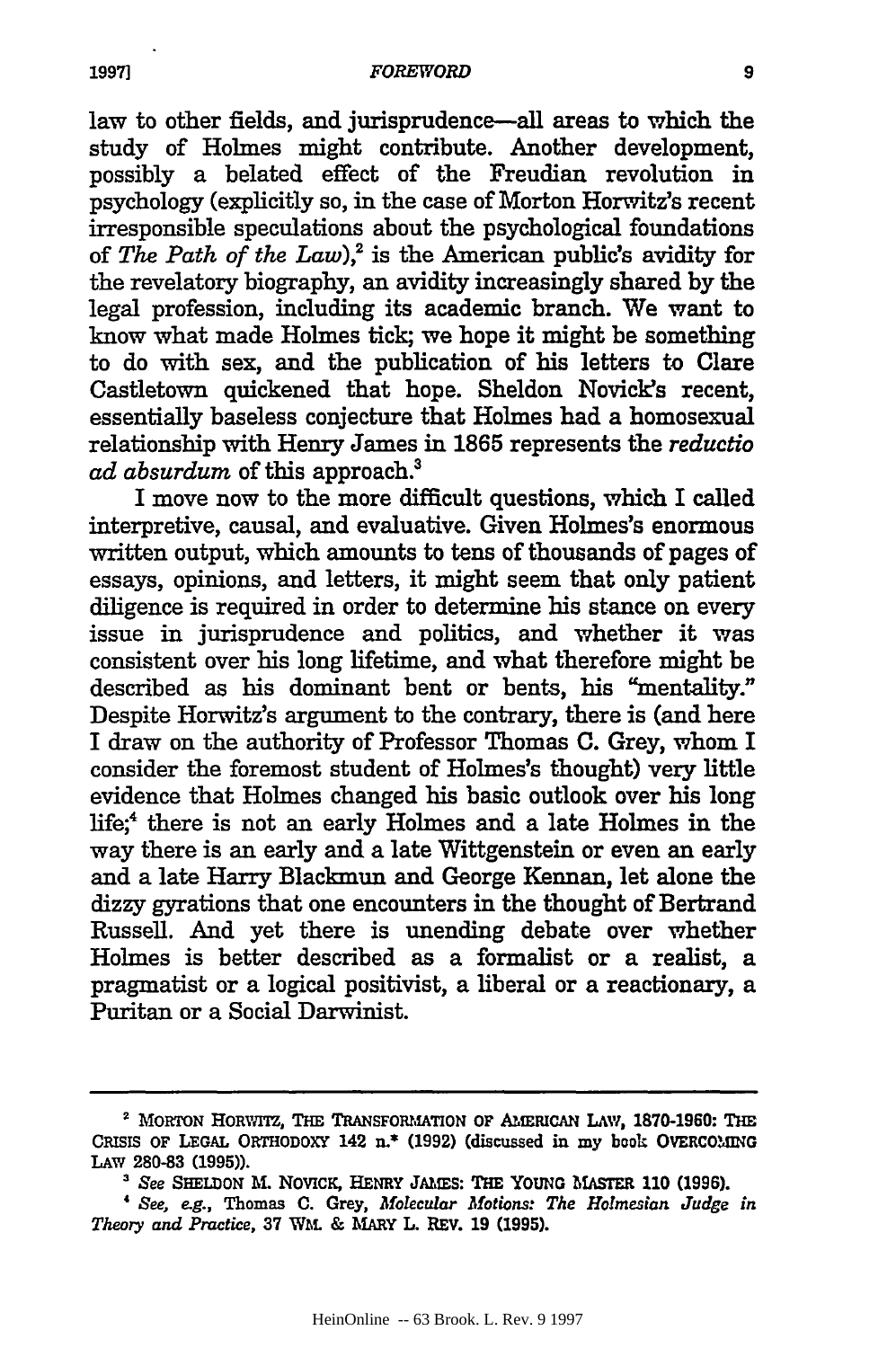law to other fields, and jurisprudence—all areas to which the study of Holmes might contribute. Another development, possibly a belated effect of the Freudian revolution in psychology (explicitly so, in the case of Morton Horwitz's recent irresponsible speculations about the psychological foundations of *The Path of the Law*),[2] is the American public's avidity for the revelatory biography, an avidity increasingly shared by the legal profession, including its academic branch. We want to know what made Holmes tick; we hope it might be something to do with sex, and the publication of his letters to Clare Castletown quickened that hope. Sheldon Novick's recent, essentially baseless conjecture that Holmes had a homosexual relationship with Henry James in 1865 represents the *reductio ad absurdum* of this approach.[3]

I move now to the more difficult questions, which I called interpretive, causal, and evaluative. Given Holmes's enormous written output, which amounts to tens of thousands of pages of essays, opinions, and letters, it might seem that only patient diligence is required in order to determine his stance on every issue in jurisprudence and politics, and whether it was consistent over his long lifetime, and what therefore might be described as his dominant bent or bents, his "mentality." Despite Horwitz's argument to the contrary, there is (and here I draw on the authority of Professor Thomas C. Grey, whom I consider the foremost student of Holmes's thought) very little evidence that Holmes changed his basic outlook over his long life;[4] there is not an early Holmes and a late Holmes in the way there is an early and a late Wittgenstein or even an early and a late Harry Blackmun and George Kennan, let alone the dizzy gyrations that one encounters in the thought of Bertrand Russell. And yet there is unending debate over whether Holmes is better described as a formalist or a realist, a pragmatist or a logical positivist, a liberal or a reactionary, a Puritan or a Social Darwinist.

---

[2] MORTON HORWITZ, THE TRANSFORMATION OF AMERICAN LAW, 1870-1960: THE CRISIS OF LEGAL ORTHODOXY 142 n.* (1992) (discussed in my book OVERCOMING LAW 280-83 (1995)).

[3] *See* SHELDON M. NOVICK, HENRY JAMES: THE YOUNG MASTER 110 (1996).

[4] *See, e.g.*, Thomas C. Grey, *Molecular Motions: The Holmesian Judge in Theory and Practice*, 37 WM. & MARY L. REV. 19 (1995).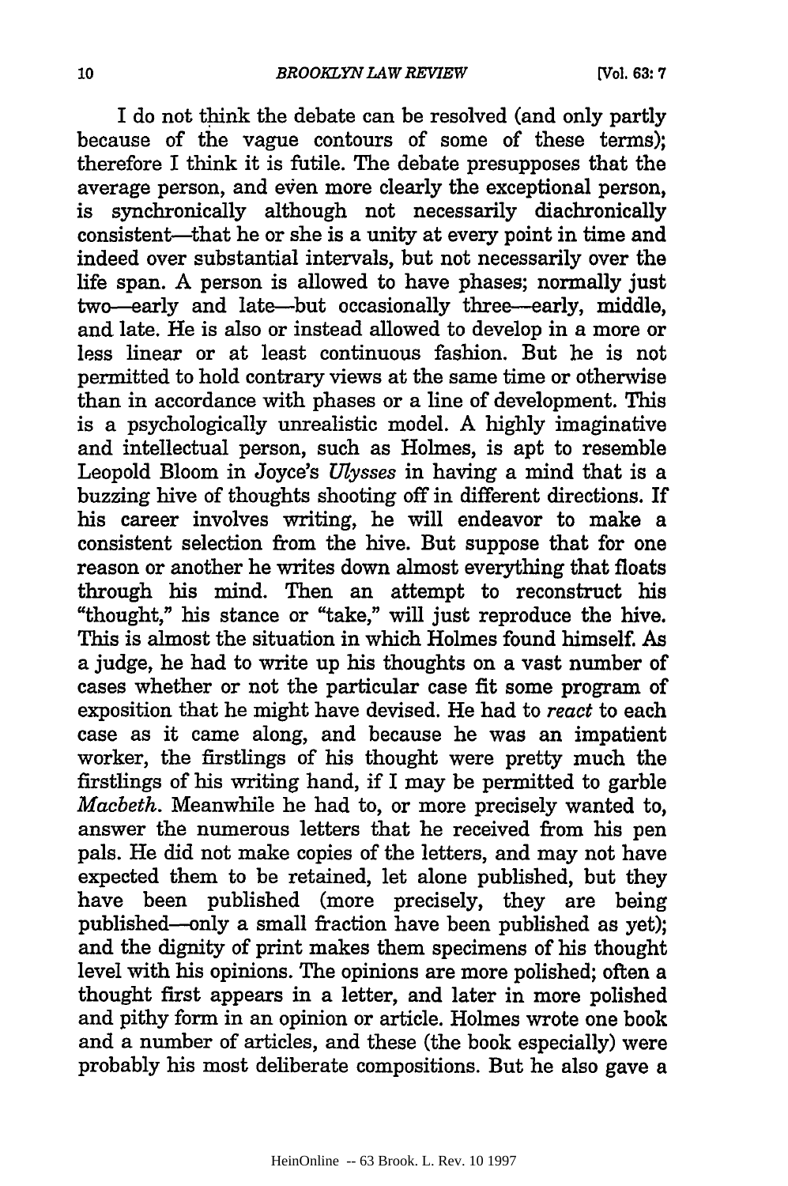I do not think the debate can be resolved (and only partly because of the vague contours of some of these terms); therefore I think it is futile. The debate presupposes that the average person, and even more clearly the exceptional person, is synchronically although not necessarily diachronically consistent—that he or she is a unity at every point in time and indeed over substantial intervals, but not necessarily over the life span. A person is allowed to have phases; normally just two—early and late—but occasionally three—early, middle, and late. He is also or instead allowed to develop in a more or less linear or at least continuous fashion. But he is not permitted to hold contrary views at the same time or otherwise than in accordance with phases or a line of development. This is a psychologically unrealistic model. A highly imaginative and intellectual person, such as Holmes, is apt to resemble Leopold Bloom in Joyce's *Ulysses* in having a mind that is a buzzing hive of thoughts shooting off in different directions. If his career involves writing, he will endeavor to make a consistent selection from the hive. But suppose that for one reason or another he writes down almost everything that floats through his mind. Then an attempt to reconstruct his "thought," his stance or "take," will just reproduce the hive. This is almost the situation in which Holmes found himself. As a judge, he had to write up his thoughts on a vast number of cases whether or not the particular case fit some program of exposition that he might have devised. He had to *react* to each case as it came along, and because he was an impatient worker, the firstlings of his thought were pretty much the firstlings of his writing hand, if I may be permitted to garble *Macbeth*. Meanwhile he had to, or more precisely wanted to, answer the numerous letters that he received from his pen pals. He did not make copies of the letters, and may not have expected them to be retained, let alone published, but they have been published (more precisely, they are being published—only a small fraction have been published as yet); and the dignity of print makes them specimens of his thought level with his opinions. The opinions are more polished; often a thought first appears in a letter, and later in more polished and pithy form in an opinion or article. Holmes wrote one book and a number of articles, and these (the book especially) were probably his most deliberate compositions. But he also gave a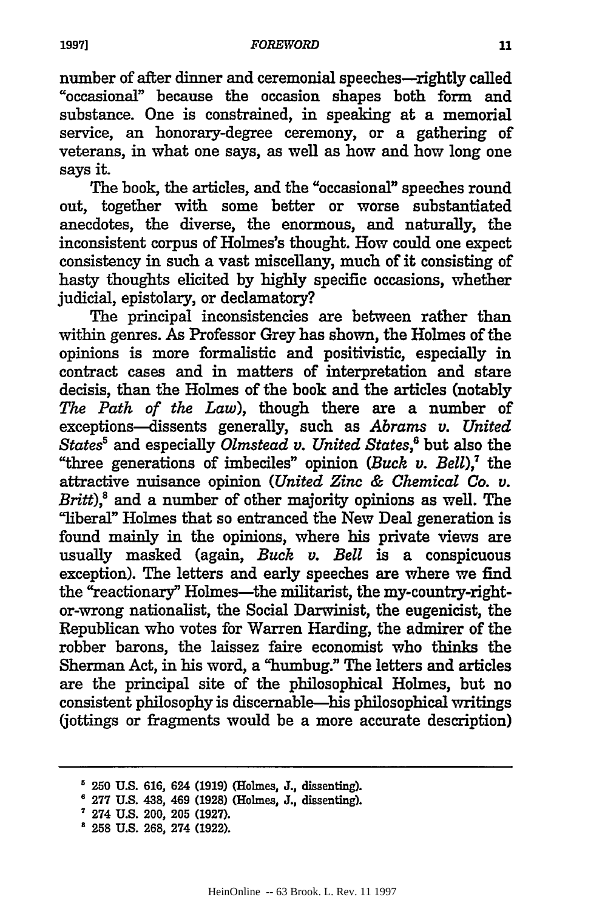number of after dinner and ceremonial speeches—rightly called "occasional" because the occasion shapes both form and substance. One is constrained, in speaking at a memorial service, an honorary-degree ceremony, or a gathering of veterans, in what one says, as well as how and how long one says it.

The book, the articles, and the "occasional" speeches round out, together with some better or worse substantiated anecdotes, the diverse, the enormous, and naturally, the inconsistent corpus of Holmes's thought. How could one expect consistency in such a vast miscellany, much of it consisting of hasty thoughts elicited by highly specific occasions, whether judicial, epistolary, or declamatory?

The principal inconsistencies are between rather than within genres. As Professor Grey has shown, the Holmes of the opinions is more formalistic and positivistic, especially in contract cases and in matters of interpretation and stare decisis, than the Holmes of the book and the articles (notably *The Path of the Law*), though there are a number of exceptions—dissents generally, such as *Abrams v. United States*[5] and especially *Olmstead v. United States*,[6] but also the "three generations of imbeciles" opinion (*Buck v. Bell*),[7] the attractive nuisance opinion (*United Zinc & Chemical Co. v. Britt*),[8] and a number of other majority opinions as well. The "liberal" Holmes that so entranced the New Deal generation is found mainly in the opinions, where his private views are usually masked (again, *Buck v. Bell* is a conspicuous exception). The letters and early speeches are where we find the "reactionary" Holmes—the militarist, the my-country-right-or-wrong nationalist, the Social Darwinist, the eugenicist, the Republican who votes for Warren Harding, the admirer of the robber barons, the laissez faire economist who thinks the Sherman Act, in his word, a "humbug." The letters and articles are the principal site of the philosophical Holmes, but no consistent philosophy is discernable—his philosophical writings (jottings or fragments would be a more accurate description)

---

[5] 250 U.S. 616, 624 (1919) (Holmes, J., dissenting).

[6] 277 U.S. 438, 469 (1928) (Holmes, J., dissenting).

[7] 274 U.S. 200, 205 (1927).

[8] 258 U.S. 268, 274 (1922).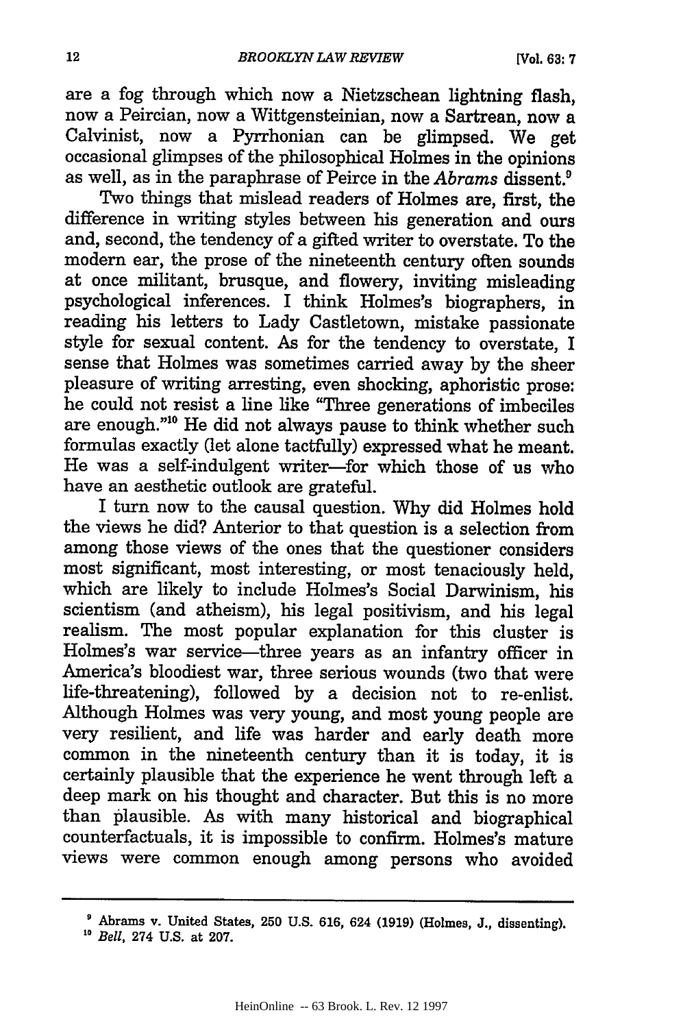are a fog through which now a Nietzschean lightning flash, now a Peircian, now a Wittgensteinian, now a Sartrean, now a Calvinist, now a Pyrrhonian can be glimpsed. We get occasional glimpses of the philosophical Holmes in the opinions as well, as in the paraphrase of Peirce in the *Abrams* dissent.[9]

Two things that mislead readers of Holmes are, first, the difference in writing styles between his generation and ours and, second, the tendency of a gifted writer to overstate. To the modern ear, the prose of the nineteenth century often sounds at once militant, brusque, and flowery, inviting misleading psychological inferences. I think Holmes's biographers, in reading his letters to Lady Castletown, mistake passionate style for sexual content. As for the tendency to overstate, I sense that Holmes was sometimes carried away by the sheer pleasure of writing arresting, even shocking, aphoristic prose: he could not resist a line like "Three generations of imbeciles are enough."[10] He did not always pause to think whether such formulas exactly (let alone tactfully) expressed what he meant. He was a self-indulgent writer—for which those of us who have an aesthetic outlook are grateful.

I turn now to the causal question. Why did Holmes hold the views he did? Anterior to that question is a selection from among those views of the ones that the questioner considers most significant, most interesting, or most tenaciously held, which are likely to include Holmes's Social Darwinism, his scientism (and atheism), his legal positivism, and his legal realism. The most popular explanation for this cluster is Holmes's war service—three years as an infantry officer in America's bloodiest war, three serious wounds (two that were life-threatening), followed by a decision not to re-enlist. Although Holmes was very young, and most young people are very resilient, and life was harder and early death more common in the nineteenth century than it is today, it is certainly plausible that the experience he went through left a deep mark on his thought and character. But this is no more than plausible. As with many historical and biographical counterfactuals, it is impossible to confirm. Holmes's mature views were common enough among persons who avoided

---

[9] Abrams v. United States, 250 U.S. 616, 624 (1919) (Holmes, J., dissenting).

[10] *Bell*, 274 U.S. at 207.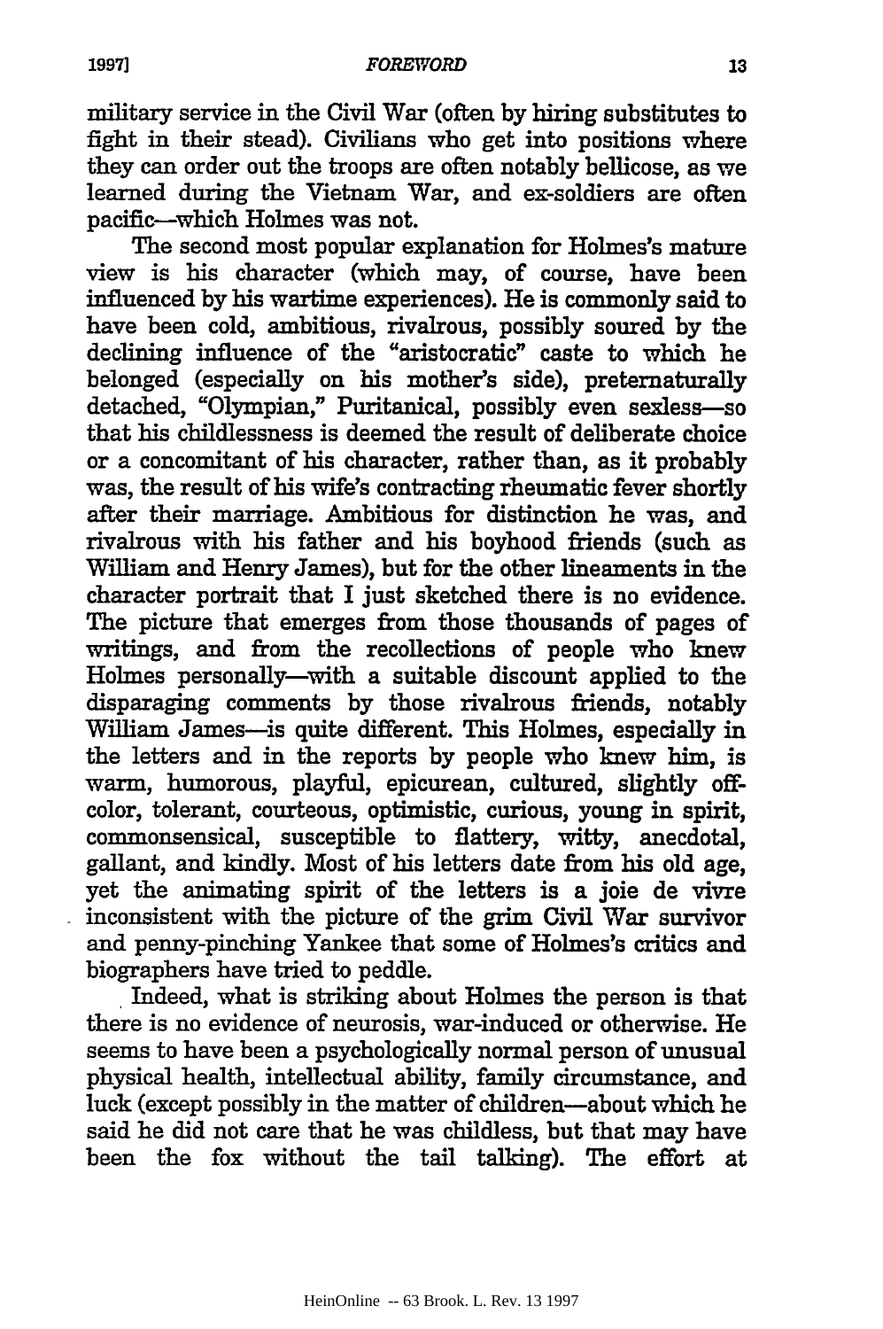military service in the Civil War (often by hiring substitutes to fight in their stead). Civilians who get into positions where they can order out the troops are often notably bellicose, as we learned during the Vietnam War, and ex-soldiers are often pacific—which Holmes was not.

The second most popular explanation for Holmes's mature view is his character (which may, of course, have been influenced by his wartime experiences). He is commonly said to have been cold, ambitious, rivalrous, possibly soured by the declining influence of the "aristocratic" caste to which he belonged (especially on his mother's side), preternaturally detached, "Olympian," Puritanical, possibly even sexless—so that his childlessness is deemed the result of deliberate choice or a concomitant of his character, rather than, as it probably was, the result of his wife's contracting rheumatic fever shortly after their marriage. Ambitious for distinction he was, and rivalrous with his father and his boyhood friends (such as William and Henry James), but for the other lineaments in the character portrait that I just sketched there is no evidence. The picture that emerges from those thousands of pages of writings, and from the recollections of people who knew Holmes personally—with a suitable discount applied to the disparaging comments by those rivalrous friends, notably William James—is quite different. This Holmes, especially in the letters and in the reports by people who knew him, is warm, humorous, playful, epicurean, cultured, slightly off-color, tolerant, courteous, optimistic, curious, young in spirit, commonsensical, susceptible to flattery, witty, anecdotal, gallant, and kindly. Most of his letters date from his old age, yet the animating spirit of the letters is a joie de vivre inconsistent with the picture of the grim Civil War survivor and penny-pinching Yankee that some of Holmes's critics and biographers have tried to peddle.

Indeed, what is striking about Holmes the person is that there is no evidence of neurosis, war-induced or otherwise. He seems to have been a psychologically normal person of unusual physical health, intellectual ability, family circumstance, and luck (except possibly in the matter of children—about which he said he did not care that he was childless, but that may have been the fox without the tail talking). The effort at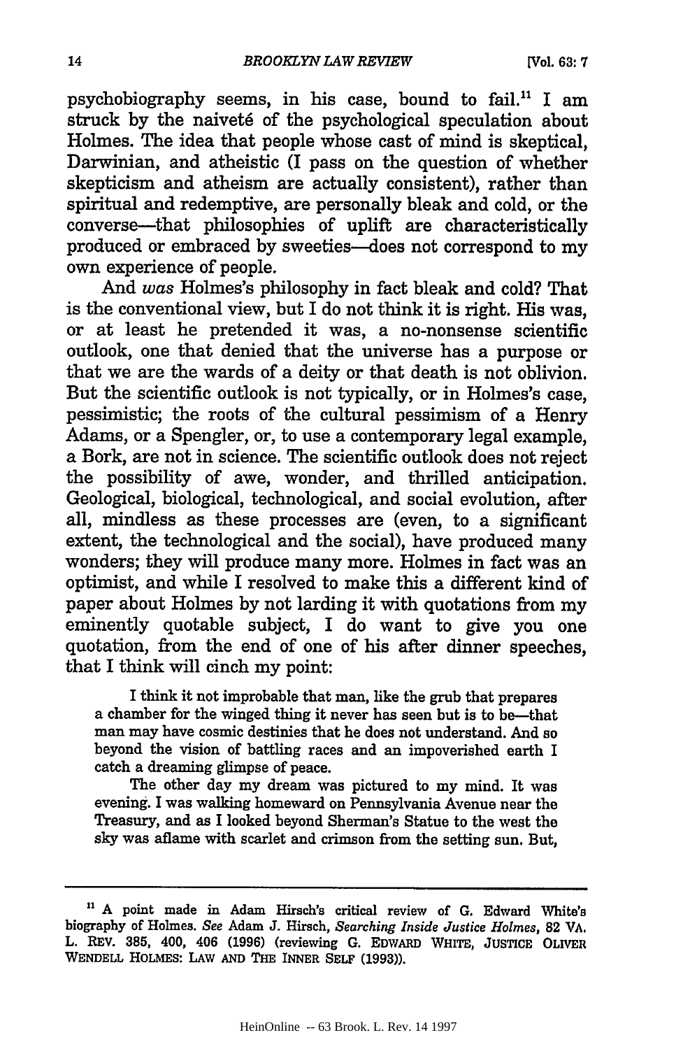psychobiography seems, in his case, bound to fail.[11] I am struck by the naiveté of the psychological speculation about Holmes. The idea that people whose cast of mind is skeptical, Darwinian, and atheistic (I pass on the question of whether skepticism and atheism are actually consistent), rather than spiritual and redemptive, are personally bleak and cold, or the converse—that philosophies of uplift are characteristically produced or embraced by sweeties—does not correspond to my own experience of people.

And *was* Holmes's philosophy in fact bleak and cold? That is the conventional view, but I do not think it is right. His was, or at least he pretended it was, a no-nonsense scientific outlook, one that denied that the universe has a purpose or that we are the wards of a deity or that death is not oblivion. But the scientific outlook is not typically, or in Holmes's case, pessimistic; the roots of the cultural pessimism of a Henry Adams, or a Spengler, or, to use a contemporary legal example, a Bork, are not in science. The scientific outlook does not reject the possibility of awe, wonder, and thrilled anticipation. Geological, biological, technological, and social evolution, after all, mindless as these processes are (even, to a significant extent, the technological and the social), have produced many wonders; they will produce many more. Holmes in fact was an optimist, and while I resolved to make this a different kind of paper about Holmes by not larding it with quotations from my eminently quotable subject, I do want to give you one quotation, from the end of one of his after dinner speeches, that I think will cinch my point:

> I think it not improbable that man, like the grub that prepares a chamber for the winged thing it never has seen but is to be—that man may have cosmic destinies that he does not understand. And so beyond the vision of battling races and an impoverished earth I catch a dreaming glimpse of peace.
>
> The other day my dream was pictured to my mind. It was evening. I was walking homeward on Pennsylvania Avenue near the Treasury, and as I looked beyond Sherman's Statue to the west the sky was aflame with scarlet and crimson from the setting sun. But,

---

[11] A point made in Adam Hirsch's critical review of G. Edward White's biography of Holmes. *See* Adam J. Hirsch, *Searching Inside Justice Holmes*, 82 VA. L. REV. 385, 400, 406 (1996) (reviewing G. EDWARD WHITE, JUSTICE OLIVER WENDELL HOLMES: LAW AND THE INNER SELF (1993)).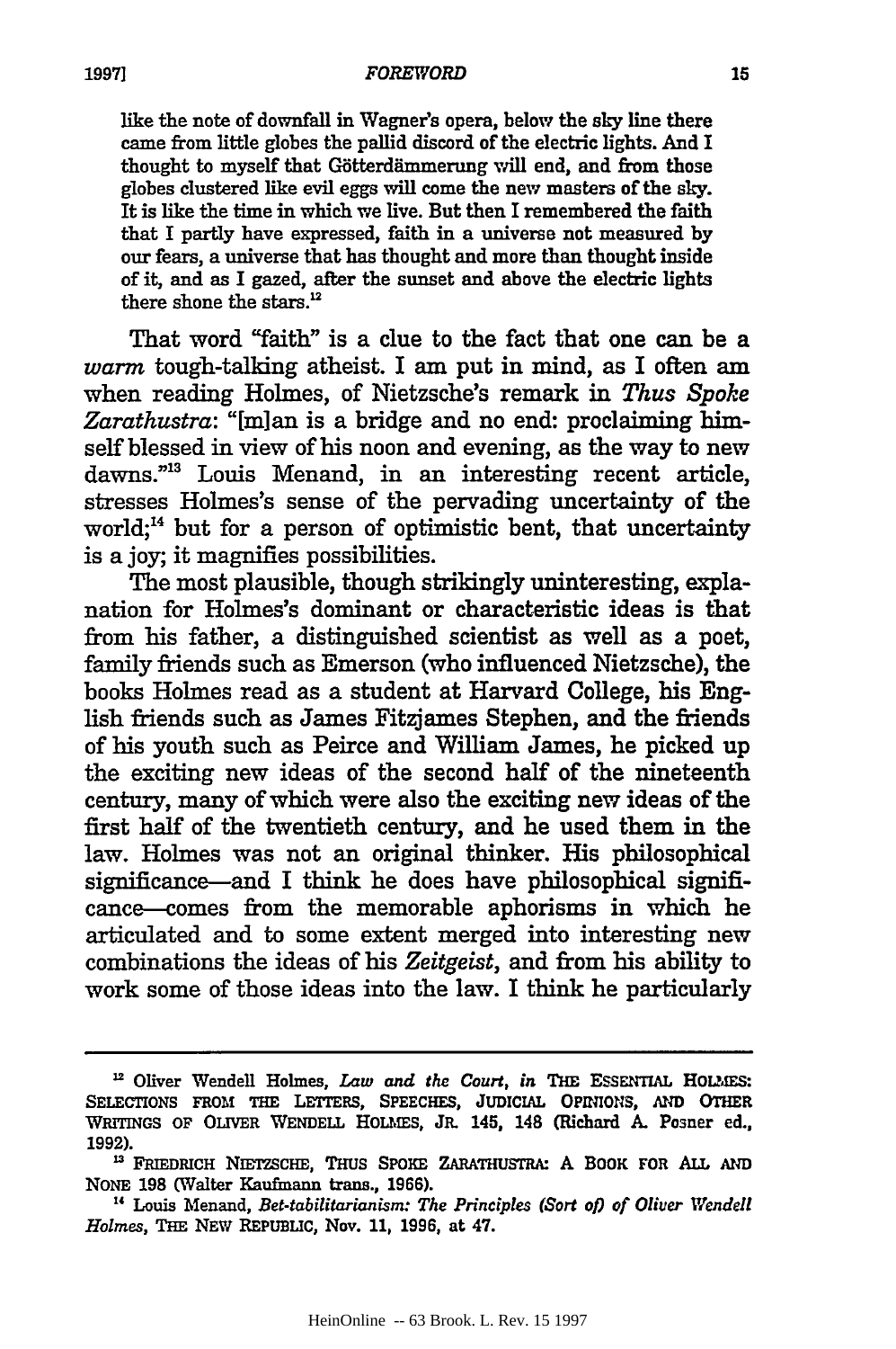like the note of downfall in Wagner's opera, below the sky line there came from little globes the pallid discord of the electric lights. And I thought to myself that Götterdämmerung will end, and from those globes clustered like evil eggs will come the new masters of the sky. It is like the time in which we live. But then I remembered the faith that I partly have expressed, faith in a universe not measured by our fears, a universe that has thought and more than thought inside of it, and as I gazed, after the sunset and above the electric lights there shone the stars.[12]

That word "faith" is a clue to the fact that one can be a *warm* tough-talking atheist. I am put in mind, as I often am when reading Holmes, of Nietzsche's remark in *Thus Spoke Zarathustra*: "[m]an is a bridge and no end: proclaiming himself blessed in view of his noon and evening, as the way to new dawns."[13] Louis Menand, in an interesting recent article, stresses Holmes's sense of the pervading uncertainty of the world;[14] but for a person of optimistic bent, that uncertainty is a joy; it magnifies possibilities.

The most plausible, though strikingly uninteresting, explanation for Holmes's dominant or characteristic ideas is that from his father, a distinguished scientist as well as a poet, family friends such as Emerson (who influenced Nietzsche), the books Holmes read as a student at Harvard College, his English friends such as James Fitzjames Stephen, and the friends of his youth such as Peirce and William James, he picked up the exciting new ideas of the second half of the nineteenth century, many of which were also the exciting new ideas of the first half of the twentieth century, and he used them in the law. Holmes was not an original thinker. His philosophical significance—and I think he does have philosophical significance—comes from the memorable aphorisms in which he articulated and to some extent merged into interesting new combinations the ideas of his *Zeitgeist*, and from his ability to work some of those ideas into the law. I think he particularly

---

[12] Oliver Wendell Holmes, *Law and the Court*, *in* THE ESSENTIAL HOLMES: SELECTIONS FROM THE LETTERS, SPEECHES, JUDICIAL OPINIONS, AND OTHER WRITINGS OF OLIVER WENDELL HOLMES, JR. 145, 148 (Richard A. Posner ed., 1992).

[13] FRIEDRICH NIETZSCHE, THUS SPOKE ZARATHUSTRA: A BOOK FOR ALL AND NONE 198 (Walter Kaufmann trans., 1966).

[14] Louis Menand, *Bet-tabilitarianism: The Principles (Sort of) of Oliver Wendell Holmes*, THE NEW REPUBLIC, Nov. 11, 1996, at 47.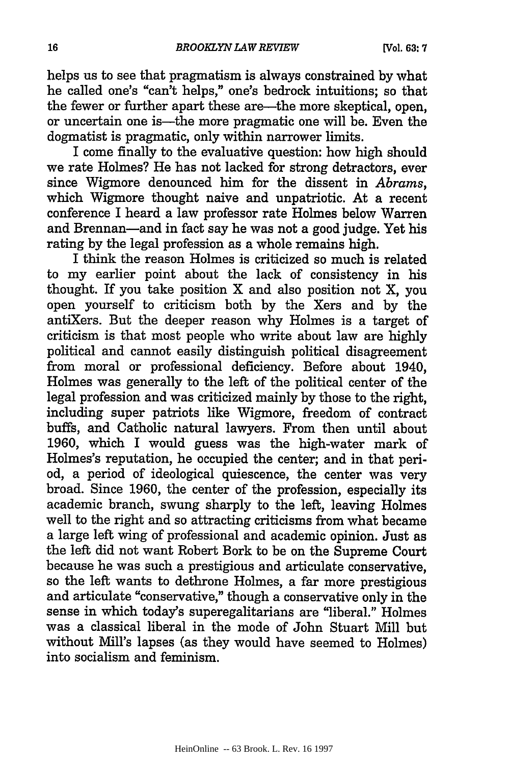helps us to see that pragmatism is always constrained by what he called one's "can't helps," one's bedrock intuitions; so that the fewer or further apart these are—the more skeptical, open, or uncertain one is—the more pragmatic one will be. Even the dogmatist is pragmatic, only within narrower limits.

I come finally to the evaluative question: how high should we rate Holmes? He has not lacked for strong detractors, ever since Wigmore denounced him for the dissent in *Abrams*, which Wigmore thought naive and unpatriotic. At a recent conference I heard a law professor rate Holmes below Warren and Brennan—and in fact say he was not a good judge. Yet his rating by the legal profession as a whole remains high.

I think the reason Holmes is criticized so much is related to my earlier point about the lack of consistency in his thought. If you take position X and also position not X, you open yourself to criticism both by the Xers and by the antiXers. But the deeper reason why Holmes is a target of criticism is that most people who write about law are highly political and cannot easily distinguish political disagreement from moral or professional deficiency. Before about 1940, Holmes was generally to the left of the political center of the legal profession and was criticized mainly by those to the right, including super patriots like Wigmore, freedom of contract buffs, and Catholic natural lawyers. From then until about 1960, which I would guess was the high-water mark of Holmes's reputation, he occupied the center; and in that period, a period of ideological quiescence, the center was very broad. Since 1960, the center of the profession, especially its academic branch, swung sharply to the left, leaving Holmes well to the right and so attracting criticisms from what became a large left wing of professional and academic opinion. Just as the left did not want Robert Bork to be on the Supreme Court because he was such a prestigious and articulate conservative, so the left wants to dethrone Holmes, a far more prestigious and articulate "conservative," though a conservative only in the sense in which today's superegalitarians are "liberal." Holmes was a classical liberal in the mode of John Stuart Mill but without Mill's lapses (as they would have seemed to Holmes) into socialism and feminism.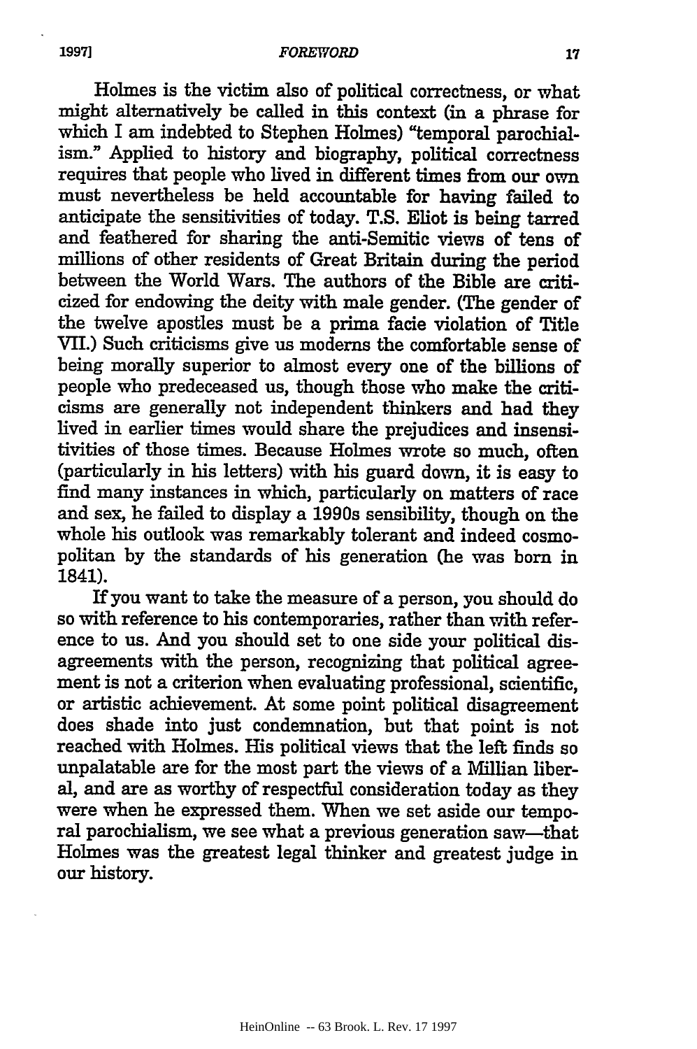Holmes is the victim also of political correctness, or what might alternatively be called in this context (in a phrase for which I am indebted to Stephen Holmes) "temporal parochialism." Applied to history and biography, political correctness requires that people who lived in different times from our own must nevertheless be held accountable for having failed to anticipate the sensitivities of today. T.S. Eliot is being tarred and feathered for sharing the anti-Semitic views of tens of millions of other residents of Great Britain during the period between the World Wars. The authors of the Bible are criticized for endowing the deity with male gender. (The gender of the twelve apostles must be a prima facie violation of Title VII.) Such criticisms give us moderns the comfortable sense of being morally superior to almost every one of the billions of people who predeceased us, though those who make the criticisms are generally not independent thinkers and had they lived in earlier times would share the prejudices and insensitivities of those times. Because Holmes wrote so much, often (particularly in his letters) with his guard down, it is easy to find many instances in which, particularly on matters of race and sex, he failed to display a 1990s sensibility, though on the whole his outlook was remarkably tolerant and indeed cosmopolitan by the standards of his generation (he was born in 1841).

If you want to take the measure of a person, you should do so with reference to his contemporaries, rather than with reference to us. And you should set to one side your political disagreements with the person, recognizing that political agreement is not a criterion when evaluating professional, scientific, or artistic achievement. At some point political disagreement does shade into just condemnation, but that point is not reached with Holmes. His political views that the left finds so unpalatable are for the most part the views of a Millian liberal, and are as worthy of respectful consideration today as they were when he expressed them. When we set aside our temporal parochialism, we see what a previous generation saw—that Holmes was the greatest legal thinker and greatest judge in our history.